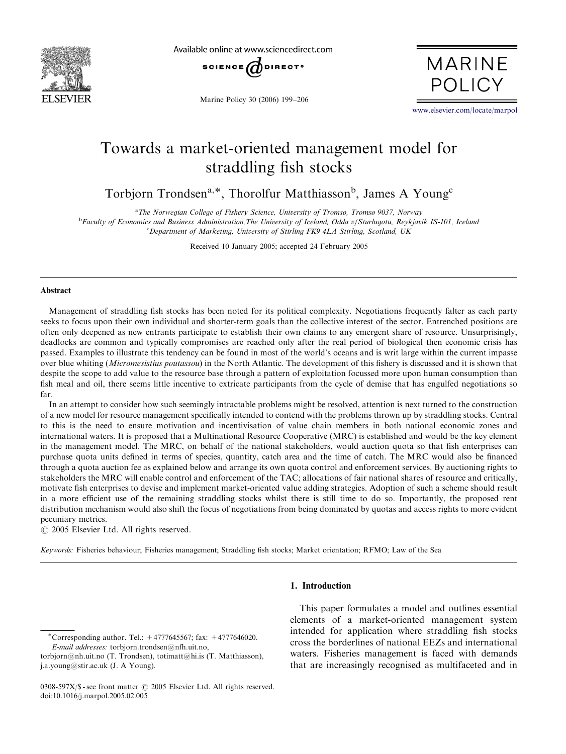# Towards a market-oriented management model for straddling fish stocks

Torbjorn Trondsen[a,*], Thorolfur Matthiasson[b], James A Young[c]

[a] The Norwegian College of Fishery Science, University of Tromsø, Tromsø 9037, Norway
[b] Faculty of Economics and Business Administration, The University of Iceland, Odda v/Sturlugotu, Reykjavik IS-101, Iceland
[c] Department of Marketing, University of Stirling FK9 4LA Stirling, Scotland, UK

Received 10 January 2005; accepted 24 February 2005

## Abstract

Management of straddling fish stocks has been noted for its political complexity. Negotiations frequently falter as each party seeks to focus upon their own individual and shorter-term goals than the collective interest of the sector. Entrenched positions are often only deepened as new entrants participate to establish their own claims to any emergent share of resource. Unsurprisingly, deadlocks are common and typically compromises are reached only after the real period of biological then economic crisis has passed. Examples to illustrate this tendency can be found in most of the world's oceans and is writ large within the current impasse over blue whiting (*Micromesistius poutassou*) in the North Atlantic. The development of this fishery is discussed and it is shown that despite the scope to add value to the resource base through a pattern of exploitation focussed more upon human consumption than fish meal and oil, there seems little incentive to extricate participants from the cycle of demise that has engulfed negotiations so far.

In an attempt to consider how such seemingly intractable problems might be resolved, attention is next turned to the construction of a new model for resource management specifically intended to contend with the problems thrown up by straddling stocks. Central to this is the need to ensure motivation and incentivisation of value chain members in both national economic zones and international waters. It is proposed that a Multinational Resource Cooperative (MRC) is established and would be the key element in the management model. The MRC, on behalf of the national stakeholders, would auction quota so that fish enterprises can purchase quota units defined in terms of species, quantity, catch area and the time of catch. The MRC would also be financed through a quota auction fee as explained below and arrange its own quota control and enforcement services. By auctioning rights to stakeholders the MRC will enable control and enforcement of the TAC; allocations of fair national shares of resource and critically, motivate fish enterprises to devise and implement market-oriented value adding strategies. Adoption of such a scheme should result in a more efficient use of the remaining straddling stocks whilst there is still time to do so. Importantly, the proposed rent distribution mechanism would also shift the focus of negotiations from being dominated by quotas and access rights to more evident pecuniary metrics.

© 2005 Elsevier Ltd. All rights reserved.

*Keywords:* Fisheries behaviour; Fisheries management; Straddling fish stocks; Market orientation; RFMO; Law of the Sea

## 1. Introduction

This paper formulates a model and outlines essential elements of a market-oriented management system intended for application where straddling fish stocks cross the borderlines of national EEZs and international waters. Fisheries management is faced with demands that are increasingly recognised as multifaceted and in

*Corresponding author. Tel.: +4777645567; fax: +4777646020.
*E-mail addresses:* torbjorn.trondsen@nfh.uit.no, torbjorn@nh.uit.no (T. Trondsen), totimatt@hi.is (T. Matthiasson), j.a.young@stir.ac.uk (J. A Young).

0308-597X/$ - see front matter © 2005 Elsevier Ltd. All rights reserved.
doi:10.1016/j.marpol.2005.02.005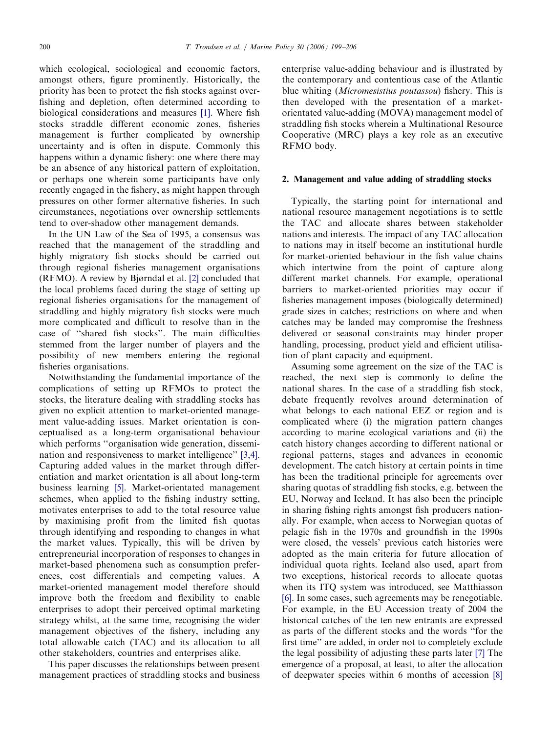which ecological, sociological and economic factors, amongst others, figure prominently. Historically, the priority has been to protect the fish stocks against over-fishing and depletion, often determined according to biological considerations and measures [1]. Where fish stocks straddle different economic zones, fisheries management is further complicated by ownership uncertainty and is often in dispute. Commonly this happens within a dynamic fishery: one where there may be an absence of any historical pattern of exploitation, or perhaps one wherein some participants have only recently engaged in the fishery, as might happen through pressures on other former alternative fisheries. In such circumstances, negotiations over ownership settlements tend to over-shadow other management demands.

In the UN Law of the Sea of 1995, a consensus was reached that the management of the straddling and highly migratory fish stocks should be carried out through regional fisheries management organisations (RFMO). A review by Bjørndal et al. [2] concluded that the local problems faced during the stage of setting up regional fisheries organisations for the management of straddling and highly migratory fish stocks were much more complicated and difficult to resolve than in the case of ''shared fish stocks''. The main difficulties stemmed from the larger number of players and the possibility of new members entering the regional fisheries organisations.

Notwithstanding the fundamental importance of the complications of setting up RFMOs to protect the stocks, the literature dealing with straddling stocks has given no explicit attention to market-oriented management value-adding issues. Market orientation is conceptualised as a long-term organisational behaviour which performs ''organisation wide generation, dissemination and responsiveness to market intelligence'' [3,4]. Capturing added values in the market through differentiation and market orientation is all about long-term business learning [5]. Market-orientated management schemes, when applied to the fishing industry setting, motivates enterprises to add to the total resource value by maximising profit from the limited fish quotas through identifying and responding to changes in what the market values. Typically, this will be driven by entrepreneurial incorporation of responses to changes in market-based phenomena such as consumption preferences, cost differentials and competing values. A market-oriented management model therefore should improve both the freedom and flexibility to enable enterprises to adopt their perceived optimal marketing strategy whilst, at the same time, recognising the wider management objectives of the fishery, including any total allowable catch (TAC) and its allocation to all other stakeholders, countries and enterprises alike.

This paper discusses the relationships between present management practices of straddling stocks and business enterprise value-adding behaviour and is illustrated by the contemporary and contentious case of the Atlantic blue whiting (*Micromesistius poutassou*) fishery. This is then developed with the presentation of a market-orientated value-adding (MOVA) management model of straddling fish stocks wherein a Multinational Resource Cooperative (MRC) plays a key role as an executive RFMO body.

## 2. Management and value adding of straddling stocks

Typically, the starting point for international and national resource management negotiations is to settle the TAC and allocate shares between stakeholder nations and interests. The impact of any TAC allocation to nations may in itself become an institutional hurdle for market-oriented behaviour in the fish value chains which intertwine from the point of capture along different market channels. For example, operational barriers to market-oriented priorities may occur if fisheries management imposes (biologically determined) grade sizes in catches; restrictions on where and when catches may be landed may compromise the freshness delivered or seasonal constraints may hinder proper handling, processing, product yield and efficient utilisation of plant capacity and equipment.

Assuming some agreement on the size of the TAC is reached, the next step is commonly to define the national shares. In the case of a straddling fish stock, debate frequently revolves around determination of what belongs to each national EEZ or region and is complicated where (i) the migration pattern changes according to marine ecological variations and (ii) the catch history changes according to different national or regional patterns, stages and advances in economic development. The catch history at certain points in time has been the traditional principle for agreements over sharing quotas of straddling fish stocks, e.g. between the EU, Norway and Iceland. It has also been the principle in sharing fishing rights amongst fish producers nationally. For example, when access to Norwegian quotas of pelagic fish in the 1970s and groundfish in the 1990s were closed, the vessels' previous catch histories were adopted as the main criteria for future allocation of individual quota rights. Iceland also used, apart from two exceptions, historical records to allocate quotas when its ITQ system was introduced, see Matthiasson [6]. In some cases, such agreements may be renegotiable. For example, in the EU Accession treaty of 2004 the historical catches of the ten new entrants are expressed as parts of the different stocks and the words ''for the first time'' are added, in order not to completely exclude the legal possibility of adjusting these parts later [7] The emergence of a proposal, at least, to alter the allocation of deepwater species within 6 months of accession [8]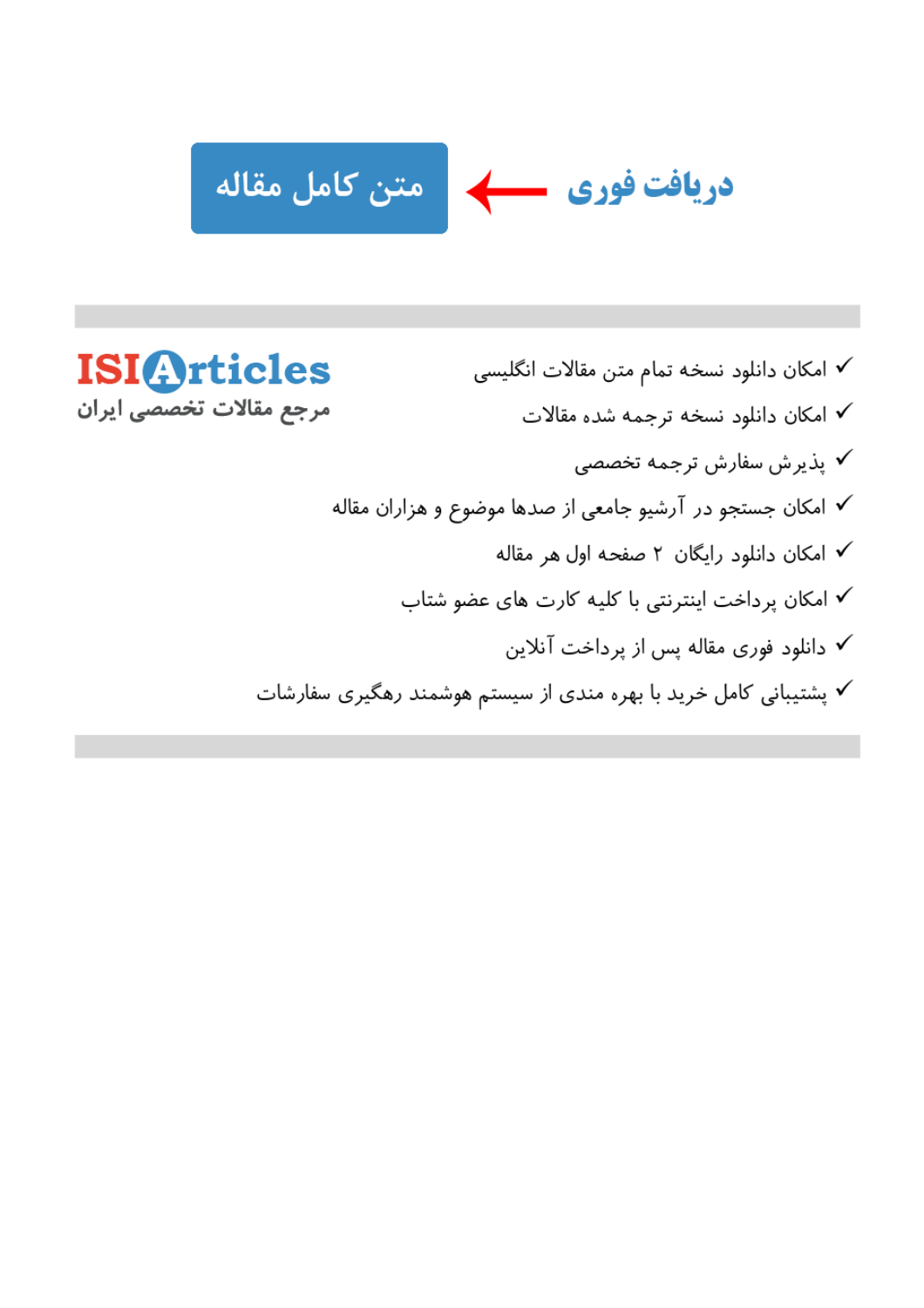دریافت فوری ← **متن کامل مقاله**

**ISIArticles**
مرجع مقالات تخصصی ایران

- ✓ امکان دانلود نسخه تمام متن مقالات انگلیسی
- ✓ امکان دانلود نسخه ترجمه شده مقالات
- ✓ پذیرش سفارش ترجمه تخصصی
- ✓ امکان جستجو در آرشیو جامعی از صدها موضوع و هزاران مقاله
- ✓ امکان دانلود رایگان ۲ صفحه اول هر مقاله
- ✓ امکان پرداخت اینترنتی با کلیه کارت های عضو شتاب
- ✓ دانلود فوری مقاله پس از پرداخت آنلاین
- ✓ پشتیبانی کامل خرید با بهره مندی از سیستم هوشمند رهگیری سفارشات